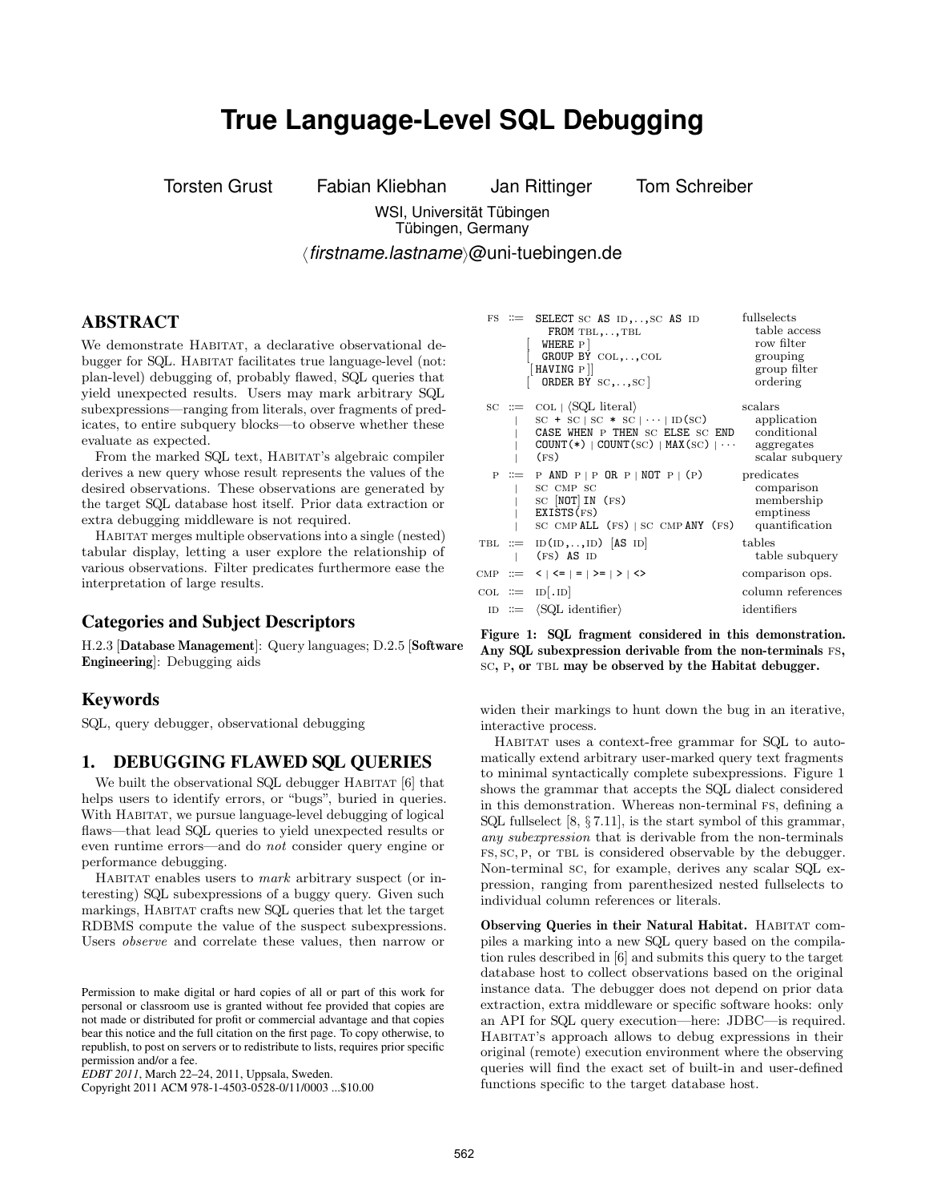# True Language-Level SQL Debugging

Torsten Grust Fabian Kliebhan Jan Rittinger Tom Schreiber

WSI, Universität Tübingen
Tübingen, Germany

⟨*firstname.lastname*⟩@uni-tuebingen.de

## ABSTRACT

We demonstrate HABITAT, a declarative observational debugger for SQL. HABITAT facilitates true language-level (not: plan-level) debugging of, probably flawed, SQL queries that yield unexpected results. Users may mark arbitrary SQL subexpressions—ranging from literals, over fragments of predicates, to entire subquery blocks—to observe whether these evaluate as expected.

From the marked SQL text, HABITAT's algebraic compiler derives a new query whose result represents the values of the desired observations. These observations are generated by the target SQL database host itself. Prior data extraction or extra debugging middleware is not required.

HABITAT merges multiple observations into a single (nested) tabular display, letting a user explore the relationship of various observations. Filter predicates furthermore ease the interpretation of large results.

### Categories and Subject Descriptors

H.2.3 [**Database Management**]: Query languages; D.2.5 [**Software Engineering**]: Debugging aids

### Keywords

SQL, query debugger, observational debugging

## 1. DEBUGGING FLAWED SQL QUERIES

We built the observational SQL debugger HABITAT [6] that helps users to identify errors, or "bugs", buried in queries. With HABITAT, we pursue language-level debugging of logical flaws—that lead SQL queries to yield unexpected results or even runtime errors—and do *not* consider query engine or performance debugging.

HABITAT enables users to *mark* arbitrary suspect (or interesting) SQL subexpressions of a buggy query. Given such markings, HABITAT crafts new SQL queries that let the target RDBMS compute the value of the suspect subexpressions. Users *observe* and correlate these values, then narrow or widen their markings to hunt down the bug in an iterative, interactive process.

```
FS  ::= SELECT SC AS ID,..,SC AS ID                     fullselects
          FROM TBL,..,TBL                                 table access
        [ WHERE P ]                                       row filter
        [ GROUP BY COL,..,COL                             grouping
        [HAVING P]]                                       group filter
        [ ORDER BY SC,..,SC ]                             ordering

SC  ::= COL | ⟨SQL literal⟩                               scalars
      | SC + SC | SC * SC | ··· | ID(SC)                  application
      | CASE WHEN P THEN SC ELSE SC END                   conditional
      | COUNT(*) | COUNT(SC) | MAX(SC) | ···              aggregates
      | (FS)                                              scalar subquery

P   ::= P AND P | P OR P | NOT P | (P)                    predicates
      | SC CMP SC                                         comparison
      | SC [NOT] IN (FS)                                  membership
      | EXISTS(FS)                                        emptiness
      | SC CMP ALL (FS) | SC CMP ANY (FS)                 quantification

TBL ::= ID(ID,..,ID) [AS ID]                              tables
      | (FS) AS ID                                        table subquery

CMP ::= < | <= | = | >= | > | <>                          comparison ops.

COL ::= ID[.ID]                                           column references

ID  ::= ⟨SQL identifier⟩                                  identifiers
```

**Figure 1: SQL fragment considered in this demonstration. Any SQL subexpression derivable from the non-terminals FS, SC, P, or TBL may be observed by the Habitat debugger.**

HABITAT uses a context-free grammar for SQL to automatically extend arbitrary user-marked query text fragments to minimal syntactically complete subexpressions. Figure 1 shows the grammar that accepts the SQL dialect considered in this demonstration. Whereas non-terminal FS, defining a SQL fullselect [8, § 7.11], is the start symbol of this grammar, *any subexpression* that is derivable from the non-terminals FS, SC, P, or TBL is considered observable by the debugger. Non-terminal SC, for example, derives any scalar SQL expression, ranging from parenthesized nested fullselects to individual column references or literals.

**Observing Queries in their Natural Habitat.** HABITAT compiles a marking into a new SQL query based on the compilation rules described in [6] and submits this query to the target database host to collect observations based on the original instance data. The debugger does not depend on prior data extraction, extra middleware or specific software hooks: only an API for SQL query execution—here: JDBC—is required. HABITAT's approach allows to debug expressions in their original (remote) execution environment where the observing queries will find the exact set of built-in and user-defined functions specific to the target database host.

Permission to make digital or hard copies of all or part of this work for personal or classroom use is granted without fee provided that copies are not made or distributed for profit or commercial advantage and that copies bear this notice and the full citation on the first page. To copy otherwise, to republish, to post on servers or to redistribute to lists, requires prior specific permission and/or a fee.
*EDBT 2011*, March 22–24, 2011, Uppsala, Sweden.
Copyright 2011 ACM 978-1-4503-0528-0/11/0003 ...$10.00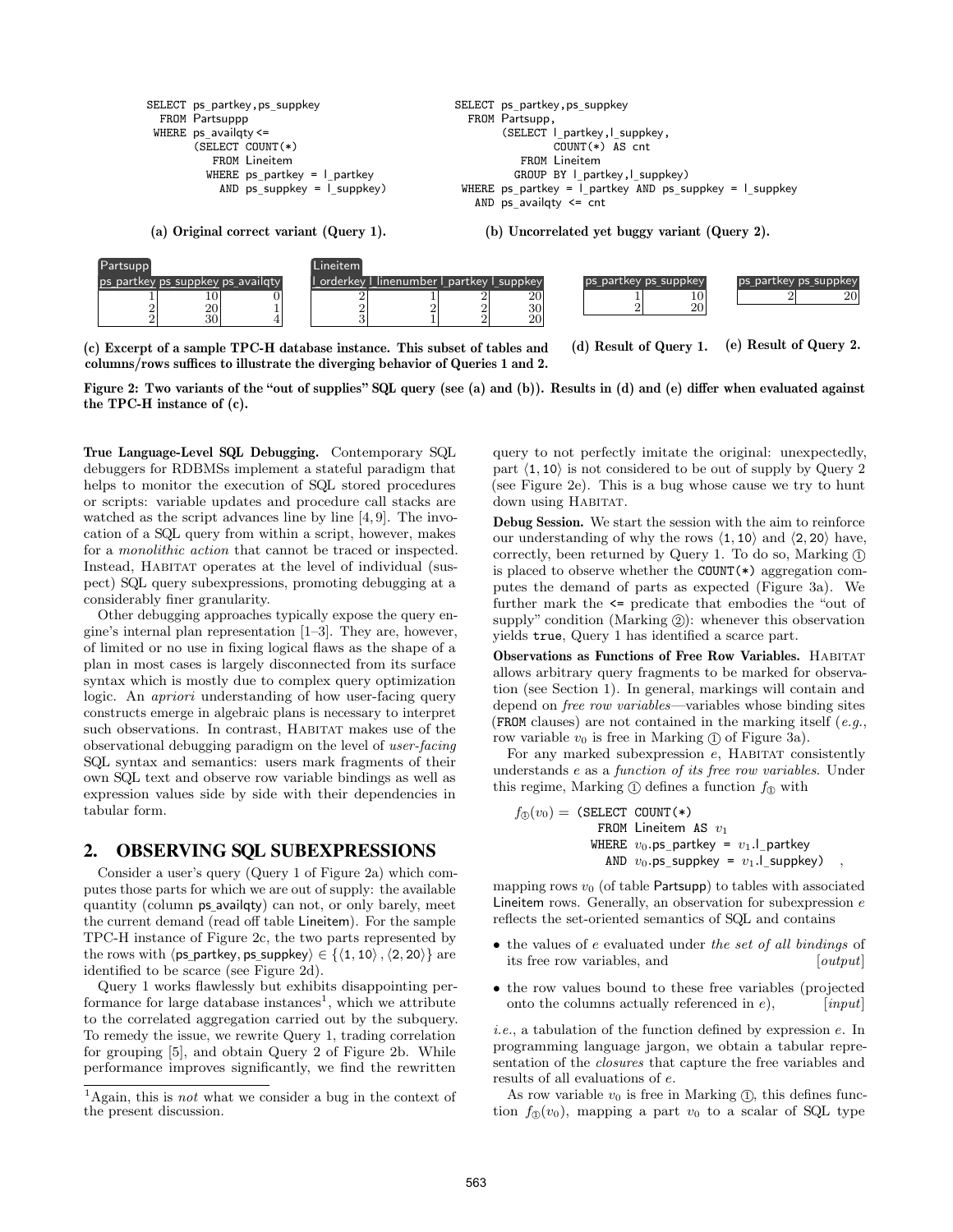```
SELECT ps_partkey,ps_suppkey
  FROM Partsuppp
 WHERE ps_availqty <=
       (SELECT COUNT(*)
          FROM Lineitem
         WHERE ps_partkey = l_partkey
           AND ps_suppkey = l_suppkey)
```

(a) Original correct variant (Query 1).

```
SELECT ps_partkey,ps_suppkey
  FROM Partsupp,
       (SELECT l_partkey,l_suppkey,
               COUNT(*) AS cnt
          FROM Lineitem
         GROUP BY l_partkey,l_suppkey)
 WHERE ps_partkey = l_partkey AND ps_suppkey = l_suppkey
   AND ps_availqty <= cnt
```

(b) Uncorrelated yet buggy variant (Query 2).

Partsupp

| ps_partkey | ps_suppkey | ps_availqty |
|---|---|---|
| 1 | 10 | 0 |
| 2 | 20 | 1 |
| 2 | 30 | 4 |

Lineitem

| l_orderkey | l_linenumber | l_partkey | l_suppkey |
|---|---|---|---|
| 2 | 1 | 2 | 20 |
| 2 | 2 | 2 | 30 |
| 3 | 1 | 2 | 20 |

(c) Excerpt of a sample TPC-H database instance. This subset of tables and columns/rows suffices to illustrate the diverging behavior of Queries 1 and 2.

| ps_partkey | ps_suppkey |
|---|---|
| 1 | 10 |
| 2 | 20 |

(d) Result of Query 1.

| ps_partkey | ps_suppkey |
|---|---|
| 2 | 20 |

(e) Result of Query 2.

**Figure 2: Two variants of the "out of supplies" SQL query (see (a) and (b)). Results in (d) and (e) differ when evaluated against the TPC-H instance of (c).**

**True Language-Level SQL Debugging.** Contemporary SQL debuggers for RDBMSs implement a stateful paradigm that helps to monitor the execution of SQL stored procedures or scripts: variable updates and procedure call stacks are watched as the script advances line by line [4, 9]. The invocation of a SQL query from within a script, however, makes for a *monolithic action* that cannot be traced or inspected. Instead, HABITAT operates at the level of individual (suspect) SQL query subexpressions, promoting debugging at a considerably finer granularity.

Other debugging approaches typically expose the query engine's internal plan representation [1–3]. They are, however, of limited or no use in fixing logical flaws as the shape of a plan in most cases is largely disconnected from its surface syntax which is mostly due to complex query optimization logic. An *apriori* understanding of how user-facing query constructs emerge in algebraic plans is necessary to interpret such observations. In contrast, HABITAT makes use of the observational debugging paradigm on the level of *user-facing* SQL syntax and semantics: users mark fragments of their own SQL text and observe row variable bindings as well as expression values side by side with their dependencies in tabular form.

## 2. OBSERVING SQL SUBEXPRESSIONS

Consider a user's query (Query 1 of Figure 2a) which computes those parts for which we are out of supplies: the available quantity (column ps_availqty) can not, or only barely, meet the current demand (read off table Lineitem). For the sample TPC-H instance of Figure 2c, the two parts represented by the rows with $\langle$ps_partkey, ps_suppkey$\rangle \in \{\langle 1, 10\rangle, \langle 2, 20\rangle\}$ are identified to be scarce (see Figure 2d).

Query 1 works flawlessly but exhibits disappointing performance for large database instances[1], which we attribute to the correlated aggregation carried out by the subquery. To remedy the issue, we rewrite Query 1, trading correlation for grouping [5], and obtain Query 2 of Figure 2b. While performance improves significantly, we find the rewritten query to not perfectly imitate the original: unexpectedly, part $\langle 1, 10\rangle$ is not considered to be out of supply by Query 2 (see Figure 2e). This is a bug whose cause we try to hunt down using HABITAT.

**Debug Session.** We start the session with the aim to reinforce our understanding of why the rows $\langle 1, 10\rangle$ and $\langle 2, 20\rangle$ have, correctly, been returned by Query 1. To do so, Marking ① is placed to observe whether the COUNT(*) aggregation computes the demand of parts as expected (Figure 3a). We further mark the <= predicate that embodies the "out of supply" condition (Marking ②): whenever this observation yields true, Query 1 has identified a scarce part.

**Observations as Functions of Free Row Variables.** HABITAT allows arbitrary query fragments to be marked for observation (see Section 1). In general, markings will contain and depend on *free row variables*—variables whose binding sites (FROM clauses) are not contained in the marking itself (*e.g.*, row variable $v_0$ is free in Marking ① of Figure 3a).

For any marked subexpression $e$, HABITAT consistently understands $e$ as a *function of its free row variables*. Under this regime, Marking ① defines a function $f_①$ with

```
f①(v0) = (SELECT COUNT(*)
           FROM Lineitem AS v1
          WHERE v0.ps_partkey = v1.l_partkey
            AND v0.ps_suppkey = v1.l_suppkey)   ,
```

mapping rows $v_0$ (of table Partsupp) to tables with associated Lineitem rows. Generally, an observation for subexpression $e$ reflects the set-oriented semantics of SQL and contains

- the values of $e$ evaluated under *the set of all bindings* of its free row variables, and [*output*]
- the row values bound to these free variables (projected onto the columns actually referenced in $e$), [*input*]

*i.e.*, a tabulation of the function defined by expression $e$. In programming language jargon, we obtain a tabular representation of the *closures* that capture the free variables and results of all evaluations of $e$.

As row variable $v_0$ is free in Marking ①, this defines function $f_①(v_0)$, mapping a part $v_0$ to a scalar of SQL type

[1] Again, this is *not* what we consider a bug in the context of the present discussion.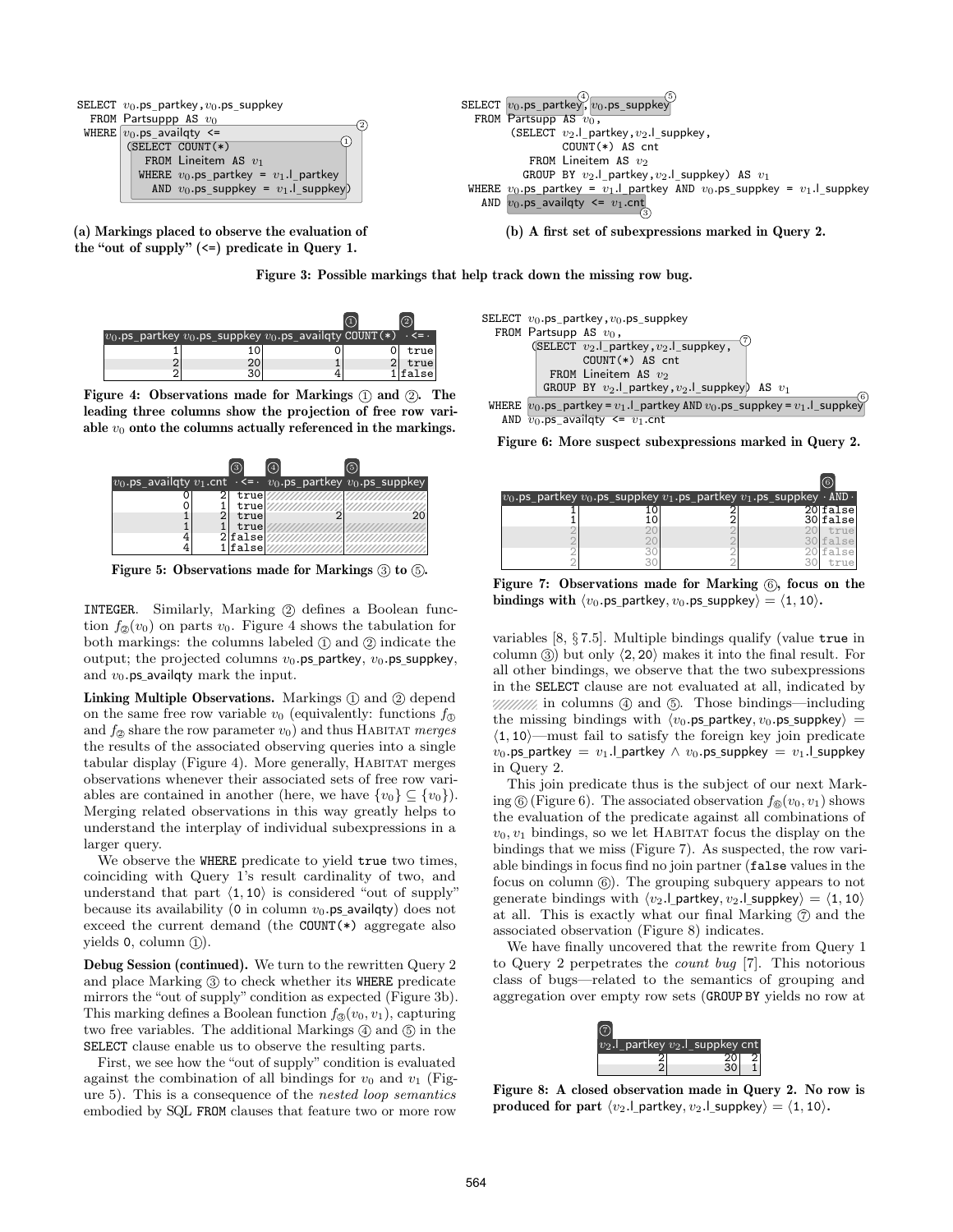```
SELECT v0.ps_partkey, v0.ps_suppkey
  FROM Partsuppp AS v0
 WHERE v0.ps_availqty <=                                   ②
       (SELECT COUNT(*)                                    ①
          FROM Lineitem AS v1
         WHERE v0.ps_partkey = v1.l_partkey
           AND v0.ps_suppkey = v1.l_suppkey)
```

**(a) Markings placed to observe the evaluation of the "out of supply" (<=) predicate in Query 1.**

```
SELECT v0.ps_partkey④, v0.ps_suppkey⑤
  FROM Partsupp AS v0,
       (SELECT v2.l_partkey, v2.l_suppkey,
               COUNT(*) AS cnt
          FROM Lineitem AS v2
         GROUP BY v2.l_partkey, v2.l_suppkey) AS v1
 WHERE v0.ps_partkey = v1.l_partkey AND v0.ps_suppkey = v1.l_suppkey
   AND v0.ps_availqty <= v1.cnt③
```

**(b) A first set of subexpressions marked in Query 2.**

**Figure 3: Possible markings that help track down the missing row bug.**

| $v_0$.ps_partkey | $v_0$.ps_suppkey | $v_0$.ps_availqty | ① COUNT(*) | ② · <= · |
|---|---|---|---|---|
| 1 | 10 | 0 | 0 | true |
| 2 | 20 | 1 | 2 | true |
| 2 | 30 | 4 | 1 | false |

**Figure 4: Observations made for Markings ① and ②. The leading three columns show the projection of free row variable $v_0$ onto the columns actually referenced in the markings.**

| $v_0$.ps_availqty | $v_1$.cnt | ③ · <= · | ④ $v_0$.ps_partkey | ⑤ $v_0$.ps_suppkey |
|---|---|---|---|---|
| 0 | 2 | true | | |
| 0 | 1 | true | | |
| 1 | 2 | true | 2 | 20 |
| 1 | 1 | true | | |
| 4 | 2 | false | | |
| 4 | 1 | false | | |

**Figure 5: Observations made for Markings ③ to ⑤.**

INTEGER. Similarly, Marking ② defines a Boolean function $f_{②}(v_0)$ on parts $v_0$. Figure 4 shows the tabulation for both markings: the columns labeled ① and ② indicate the output; the projected columns $v_0$.ps_partkey, $v_0$.ps_suppkey, and $v_0$.ps_availqty mark the input.

**Linking Multiple Observations.** Markings ① and ② depend on the same free row variable $v_0$ (equivalently: functions $f_{①}$ and $f_{②}$ share the row parameter $v_0$) and thus HABITAT *merges* the results of the associated observing queries into a single tabular display (Figure 4). More generally, HABITAT merges observations whenever their associated sets of free row variables are contained in another (here, we have $\{v_0\} \subseteq \{v_0\}$). Merging related observations in this way greatly helps to understand the interplay of individual subexpressions in a larger query.

We observe the WHERE predicate to yield true two times, coinciding with Query 1's result cardinality of two, and understand that part ⟨1, 10⟩ is considered "out of supply" because its availability (0 in column $v_0$.ps_availqty) does not exceed the current demand (the COUNT(*) aggregate also yields 0, column ①).

**Debug Session (continued).** We turn to the rewritten Query 2 and place Marking ③ to check whether its WHERE predicate mirrors the "out of supply" condition as expected (Figure 3b). This marking defines a Boolean function $f_{③}(v_0, v_1)$, capturing two free variables. The additional Markings ④ and ⑤ in the SELECT clause enable us to observe the resulting parts.

First, we see how the "out of supply" condition is evaluated against the combination of all bindings for $v_0$ and $v_1$ (Figure 5). This is a consequence of the *nested loop semantics* embodied by SQL FROM clauses that feature two or more row variables [8, §7.5]. Multiple bindings qualify (value true in column ③) but only ⟨2, 20⟩ makes it into the final result. For all other bindings, we observe that the two subexpressions in the SELECT clause are not evaluated at all, indicated by ////// in columns ④ and ⑤. Those bindings—including the missing bindings with ⟨$v_0$.ps_partkey, $v_0$.ps_suppkey⟩ = ⟨1, 10⟩—must fail to satisfy the foreign key join predicate $v_0$.ps_partkey = $v_1$.l_partkey ∧ $v_0$.ps_suppkey = $v_1$.l_suppkey in Query 2.

```
SELECT v0.ps_partkey, v0.ps_suppkey
  FROM Partsupp AS v0,
       (SELECT v2.l_partkey, v2.l_suppkey,                  ⑦
               COUNT(*) AS cnt
          FROM Lineitem AS v2
         GROUP BY v2.l_partkey, v2.l_suppkey) AS v1
 WHERE v0.ps_partkey = v1.l_partkey AND v0.ps_suppkey = v1.l_suppkey   ⑥
   AND v0.ps_availqty <= v1.cnt
```

**Figure 6: More suspect subexpressions marked in Query 2.**

| $v_0$.ps_partkey | $v_0$.ps_suppkey | $v_1$.ps_partkey | $v_1$.ps_suppkey | ⑥ · AND · |
|---|---|---|---|---|
| 1 | 10 | 2 | 20 | false |
| 1 | 10 | 2 | 30 | false |
| 2 | 20 | 2 | 20 | true |
| 2 | 20 | 2 | 30 | false |
| 2 | 30 | 2 | 20 | false |
| 2 | 30 | 2 | 30 | true |

**Figure 7: Observations made for Marking ⑥, focus on the bindings with ⟨$v_0$.ps_partkey, $v_0$.ps_suppkey⟩ = ⟨1, 10⟩.**

This join predicate thus is the subject of our next Marking ⑥ (Figure 6). The associated observation $f_{⑥}(v_0, v_1)$ shows the evaluation of the predicate against all combinations of $v_0, v_1$ bindings, so we let HABITAT focus the display on the bindings that we miss (Figure 7). As suspected, the row variable bindings in focus find no join partner (false values in the focus on column ⑥). The grouping subquery appears to not generate bindings with ⟨$v_2$.l_partkey, $v_2$.l_suppkey⟩ = ⟨1, 10⟩ at all. This is exactly what our final Marking ⑦ and the associated observation (Figure 8) indicates.

We have finally uncovered that the rewrite from Query 1 to Query 2 perpetrates the *count bug* [7]. This notorious class of bugs—related to the semantics of grouping and aggregation over empty row sets (GROUP BY yields no row at

| $v_2$.l_partkey | $v_2$.l_suppkey | cnt |
|---|---|---|
| 2 | 20 | 2 |
| 2 | 30 | 1 |

**Figure 8: A closed observation made in Query 2. No row is produced for part ⟨$v_2$.l_partkey, $v_2$.l_suppkey⟩ = ⟨1, 10⟩.**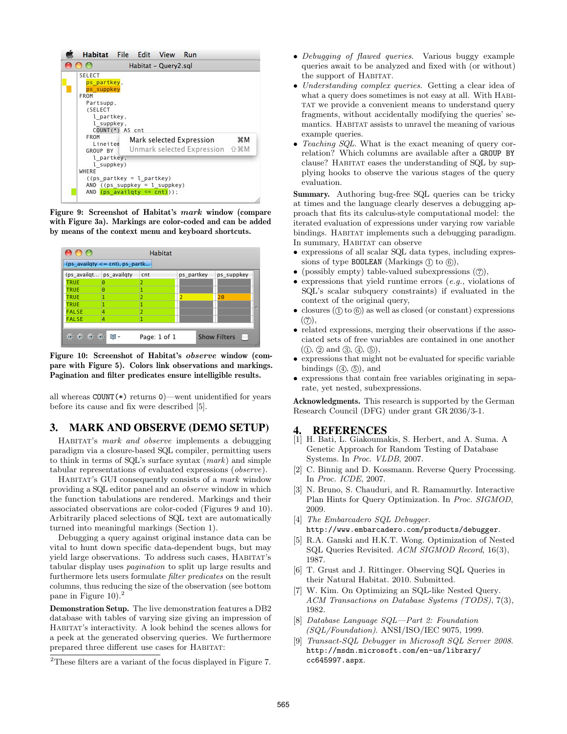Figure 9: Screenshot of Habitat's *mark* window (compare with Figure 3a). Markings are color-coded and can be added by means of the context menu and keyboard shortcuts.

Figure 10: Screenshot of Habitat's *observe* window (compare with Figure 5). Colors link observations and markings. Pagination and filter predicates ensure intelligible results.

all whereas `COUNT(*)` returns 0)—went unidentified for years before its cause and fix were described [5].

## 3. MARK AND OBSERVE (DEMO SETUP)

HABITAT's *mark and observe* implements a debugging paradigm via a closure-based SQL compiler, permitting users to think in terms of SQL's surface syntax (*mark*) and simple tabular representations of evaluated expressions (*observe*).

HABITAT's GUI consequently consists of a *mark* window providing a SQL editor panel and an *observe* window in which the function tabulations are rendered. Markings and their associated observations are color-coded (Figures 9 and 10). Arbitrarily placed selections of SQL text are automatically turned into meaningful markings (Section 1).

Debugging a query against original instance data can be vital to hunt down specific data-dependent bugs, but may yield large observations. To address such cases, HABITAT's tabular display uses *pagination* to split up large results and furthermore lets users formulate *filter predicates* on the result columns, thus reducing the size of the observation (see bottom pane in Figure 10).[2]

**Demonstration Setup.** The live demonstration features a DB2 database with tables of varying size giving an impression of HABITAT's interactivity. A look behind the scenes allows for a peek at the generated observing queries. We furthermore prepared three different use cases for HABITAT:

- *Debugging of flawed queries.* Various buggy example queries await to be analyzed and fixed with (or without) the support of HABITAT.
- *Understanding complex queries.* Getting a clear idea of what a query does sometimes is not easy at all. With HABITAT we provide a convenient means to understand query fragments, without accidentally modifying the queries' semantics. HABITAT assists to unravel the meaning of various example queries.
- *Teaching SQL.* What is the exact meaning of query correlation? Which columns are available after a `GROUP BY` clause? HABITAT eases the understanding of SQL by supplying hooks to observe the various stages of the query evaluation.

**Summary.** Authoring bug-free SQL queries can be tricky at times and the language clearly deserves a debugging approach that fits its calculus-style computational model: the iterated evaluation of expressions under varying row variable bindings. HABITAT implements such a debugging paradigm. In summary, HABITAT can observe

- expressions of all scalar SQL data types, including expressions of type `BOOLEAN` (Markings ① to ⑥),
- (possibly empty) table-valued subexpressions (⑦),
- expressions that yield runtime errors (*e.g.*, violations of SQL's scalar subquery constraints) if evaluated in the context of the original query,
- closures (① to ⑥) as well as closed (or constant) expressions (⑦),
- related expressions, merging their observations if the associated sets of free variables are contained in one another (①, ② and ③, ④, ⑤),
- expressions that might not be evaluated for specific variable bindings (④, ⑤), and
- expressions that contain free variables originating in separate, yet nested, subexpressions.

**Acknowledgments.** This research is supported by the German Research Council (DFG) under grant GR 2036/3-1.

## 4. REFERENCES

[1] H. Bati, L. Giakoumakis, S. Herbert, and A. Suma. A Genetic Approach for Random Testing of Database Systems. In *Proc. VLDB*, 2007.

[2] C. Binnig and D. Kossmann. Reverse Query Processing. In *Proc. ICDE*, 2007.

[3] N. Bruno, S. Chauduri, and R. Ramamurthy. Interactive Plan Hints for Query Optimization. In *Proc. SIGMOD*, 2009.

[4] *The Embarcadero SQL Debugger.* `http://www.embarcadero.com/products/debugger`.

[5] R.A. Ganski and H.K.T. Wong. Optimization of Nested SQL Queries Revisited. *ACM SIGMOD Record*, 16(3), 1987.

[6] T. Grust and J. Rittinger. Observing SQL Queries in their Natural Habitat. 2010. Submitted.

[7] W. Kim. On Optimizing an SQL-like Nested Query. *ACM Transactions on Database Systems (TODS)*, 7(3), 1982.

[8] *Database Language SQL—Part 2: Foundation (SQL/Foundation).* ANSI/ISO/IEC 9075, 1999.

[9] *Transact-SQL Debugger in Microsoft SQL Server 2008.* `http://msdn.microsoft.com/en-us/library/cc645997.aspx`.

---

[2] These filters are a variant of the focus displayed in Figure 7.